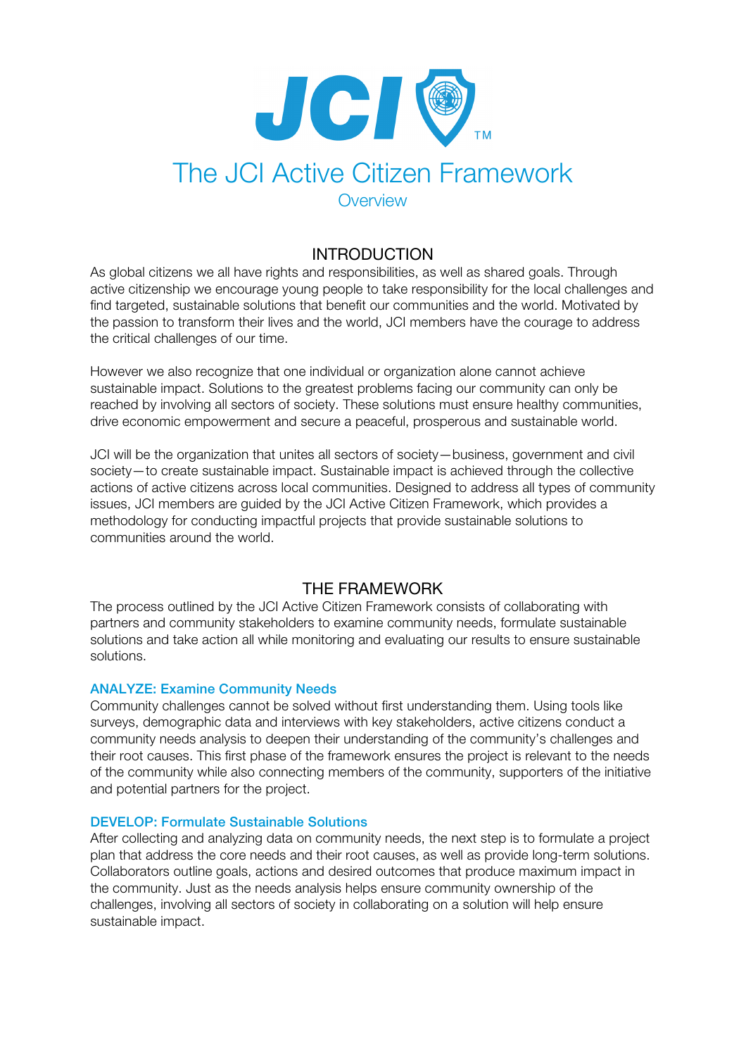# The JCI Active Citizen Framework

Overview

## INTRODUCTION

As global citizens we all have rights and responsibilities, as well as shared goals. Through active citizenship we encourage young people to take responsibility for the local challenges and find targeted, sustainable solutions that benefit our communities and the world. Motivated by the passion to transform their lives and the world, JCI members have the courage to address the critical challenges of our time.

However we also recognize that one individual or organization alone cannot achieve sustainable impact. Solutions to the greatest problems facing our community can only be reached by involving all sectors of society. These solutions must ensure healthy communities, drive economic empowerment and secure a peaceful, prosperous and sustainable world.

JCI will be the organization that unites all sectors of society—business, government and civil society—to create sustainable impact. Sustainable impact is achieved through the collective actions of active citizens across local communities. Designed to address all types of community issues, JCI members are guided by the JCI Active Citizen Framework, which provides a methodology for conducting impactful projects that provide sustainable solutions to communities around the world.

## THE FRAMEWORK

The process outlined by the JCI Active Citizen Framework consists of collaborating with partners and community stakeholders to examine community needs, formulate sustainable solutions and take action all while monitoring and evaluating our results to ensure sustainable solutions.

### ANALYZE: Examine Community Needs

Community challenges cannot be solved without first understanding them. Using tools like surveys, demographic data and interviews with key stakeholders, active citizens conduct a community needs analysis to deepen their understanding of the community's challenges and their root causes. This first phase of the framework ensures the project is relevant to the needs of the community while also connecting members of the community, supporters of the initiative and potential partners for the project.

### DEVELOP: Formulate Sustainable Solutions

After collecting and analyzing data on community needs, the next step is to formulate a project plan that address the core needs and their root causes, as well as provide long-term solutions. Collaborators outline goals, actions and desired outcomes that produce maximum impact in the community. Just as the needs analysis helps ensure community ownership of the challenges, involving all sectors of society in collaborating on a solution will help ensure sustainable impact.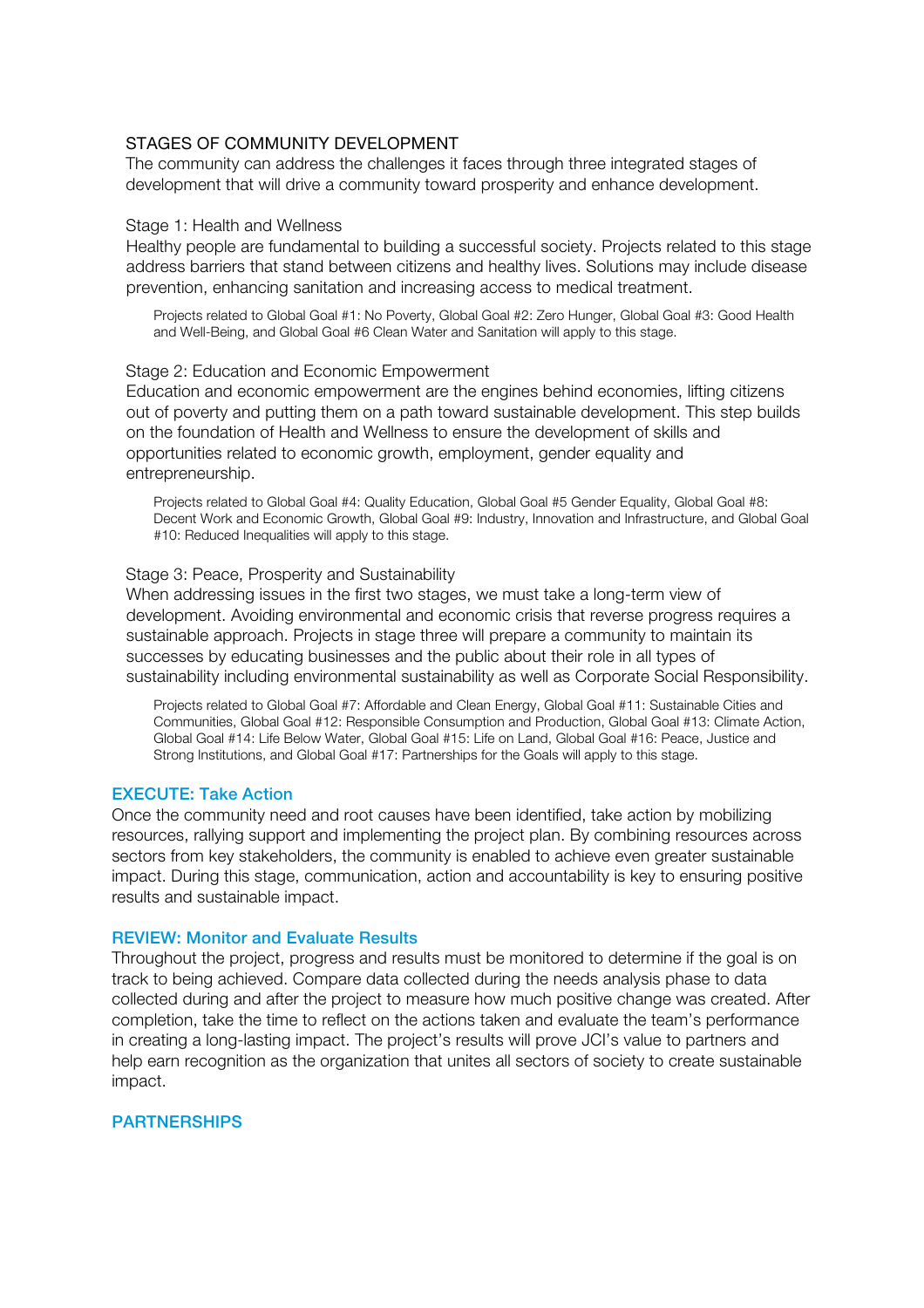### STAGES OF COMMUNITY DEVELOPMENT

The community can address the challenges it faces through three integrated stages of development that will drive a community toward prosperity and enhance development.

#### Stage 1: Health and Wellness

Healthy people are fundamental to building a successful society. Projects related to this stage address barriers that stand between citizens and healthy lives. Solutions may include disease prevention, enhancing sanitation and increasing access to medical treatment.

> Projects related to Global Goal #1: No Poverty, Global Goal #2: Zero Hunger, Global Goal #3: Good Health and Well-Being, and Global Goal #6 Clean Water and Sanitation will apply to this stage.

#### Stage 2: Education and Economic Empowerment

Education and economic empowerment are the engines behind economies, lifting citizens out of poverty and putting them on a path toward sustainable development. This step builds on the foundation of Health and Wellness to ensure the development of skills and opportunities related to economic growth, employment, gender equality and entrepreneurship.

> Projects related to Global Goal #4: Quality Education, Global Goal #5 Gender Equality, Global Goal #8: Decent Work and Economic Growth, Global Goal #9: Industry, Innovation and Infrastructure, and Global Goal #10: Reduced Inequalities will apply to this stage.

#### Stage 3: Peace, Prosperity and Sustainability

When addressing issues in the first two stages, we must take a long-term view of development. Avoiding environmental and economic crisis that reverse progress requires a sustainable approach. Projects in stage three will prepare a community to maintain its successes by educating businesses and the public about their role in all types of sustainability including environmental sustainability as well as Corporate Social Responsibility.

> Projects related to Global Goal #7: Affordable and Clean Energy, Global Goal #11: Sustainable Cities and Communities, Global Goal #12: Responsible Consumption and Production, Global Goal #13: Climate Action, Global Goal #14: Life Below Water, Global Goal #15: Life on Land, Global Goal #16: Peace, Justice and Strong Institutions, and Global Goal #17: Partnerships for the Goals will apply to this stage.

## EXECUTE: Take Action

Once the community need and root causes have been identified, take action by mobilizing resources, rallying support and implementing the project plan. By combining resources across sectors from key stakeholders, the community is enabled to achieve even greater sustainable impact. During this stage, communication, action and accountability is key to ensuring positive results and sustainable impact.

## REVIEW: Monitor and Evaluate Results

Throughout the project, progress and results must be monitored to determine if the goal is on track to being achieved. Compare data collected during the needs analysis phase to data collected during and after the project to measure how much positive change was created. After completion, take the time to reflect on the actions taken and evaluate the team's performance in creating a long-lasting impact. The project's results will prove JCI's value to partners and help earn recognition as the organization that unites all sectors of society to create sustainable impact.

## PARTNERSHIPS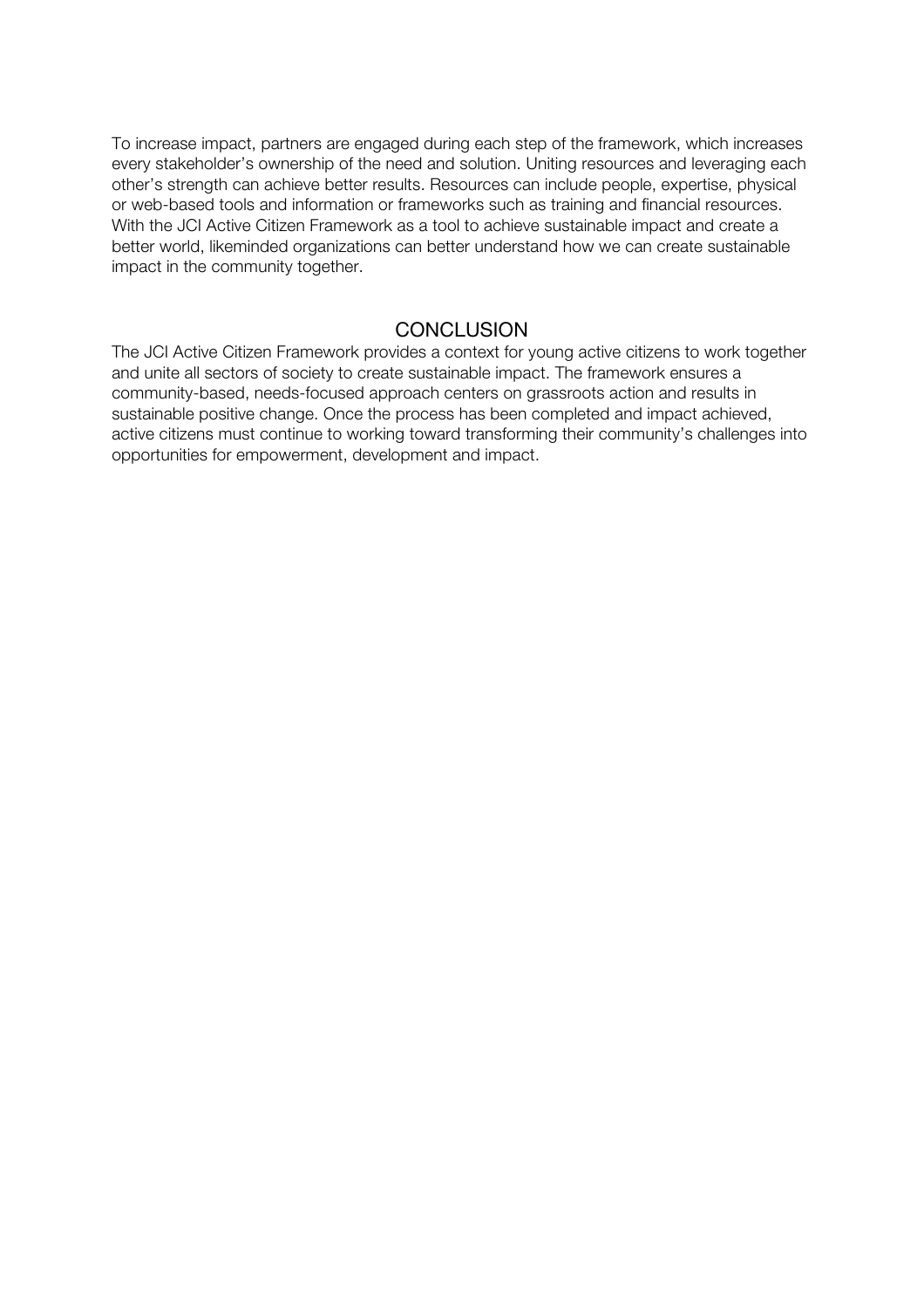To increase impact, partners are engaged during each step of the framework, which increases every stakeholder's ownership of the need and solution. Uniting resources and leveraging each other's strength can achieve better results. Resources can include people, expertise, physical or web-based tools and information or frameworks such as training and financial resources. With the JCI Active Citizen Framework as a tool to achieve sustainable impact and create a better world, likeminded organizations can better understand how we can create sustainable impact in the community together.

## CONCLUSION

The JCI Active Citizen Framework provides a context for young active citizens to work together and unite all sectors of society to create sustainable impact. The framework ensures a community-based, needs-focused approach centers on grassroots action and results in sustainable positive change. Once the process has been completed and impact achieved, active citizens must continue to working toward transforming their community's challenges into opportunities for empowerment, development and impact.